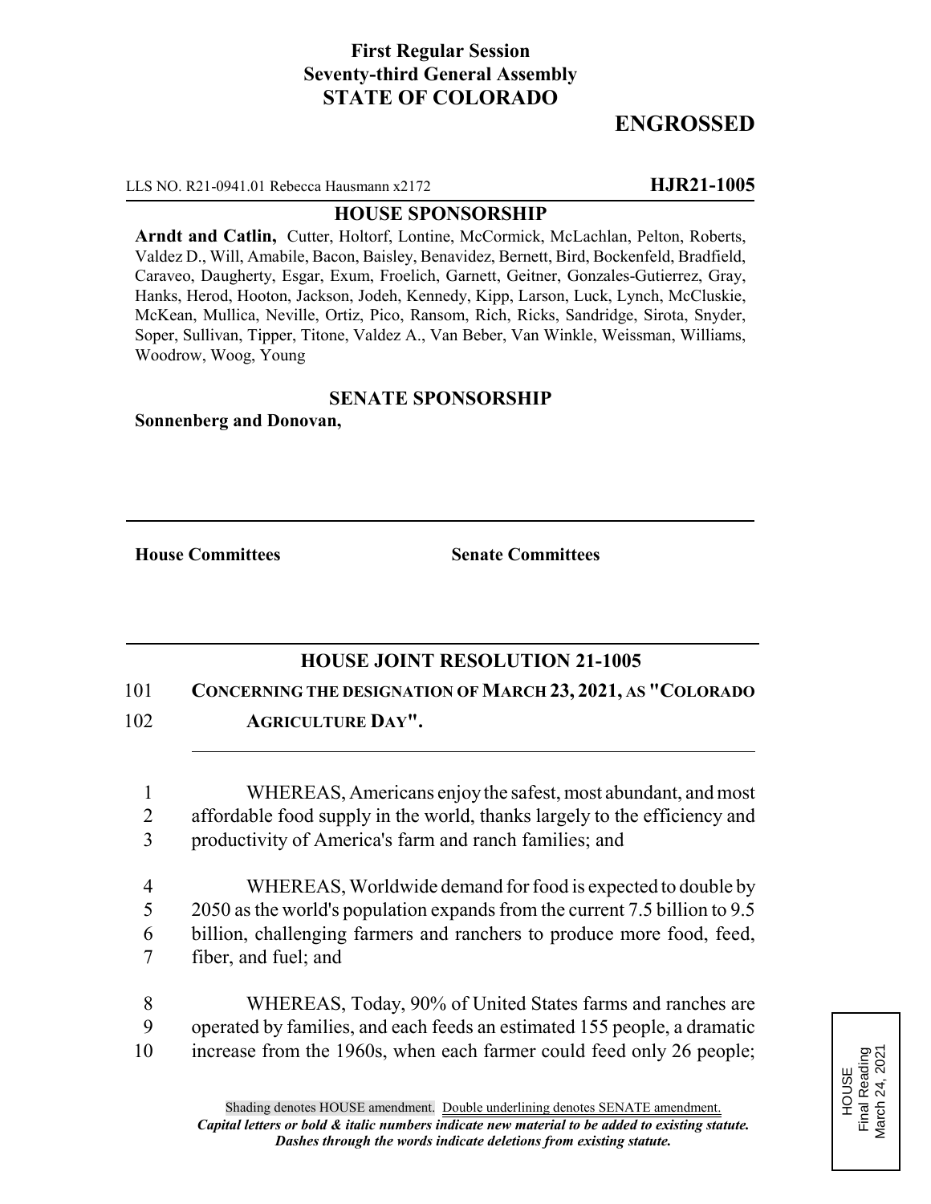**First Regular Session**
**Seventy-third General Assembly**
**STATE OF COLORADO**

# ENGROSSED

LLS NO. R21-0941.01 Rebecca Hausmann x2172 **HJR21-1005**

## HOUSE SPONSORSHIP

**Arndt and Catlin,** Cutter, Holtorf, Lontine, McCormick, McLachlan, Pelton, Roberts, Valdez D., Will, Amabile, Bacon, Baisley, Benavidez, Bernett, Bird, Bockenfeld, Bradfield, Caraveo, Daugherty, Esgar, Exum, Froelich, Garnett, Geitner, Gonzales-Gutierrez, Gray, Hanks, Herod, Hooton, Jackson, Jodeh, Kennedy, Kipp, Larson, Luck, Lynch, McCluskie, McKean, Mullica, Neville, Ortiz, Pico, Ransom, Rich, Ricks, Sandridge, Sirota, Snyder, Soper, Sullivan, Tipper, Titone, Valdez A., Van Beber, Van Winkle, Weissman, Williams, Woodrow, Woog, Young

## SENATE SPONSORSHIP

**Sonnenberg and Donovan,**

**House Committees** **Senate Committees**

## HOUSE JOINT RESOLUTION 21-1005

101 **CONCERNING THE DESIGNATION OF MARCH 23, 2021, AS "COLORADO**
102 **AGRICULTURE DAY".**

1 WHEREAS, Americans enjoy the safest, most abundant, and most
2 affordable food supply in the world, thanks largely to the efficiency and
3 productivity of America's farm and ranch families; and

4 WHEREAS, Worldwide demand for food is expected to double by
5 2050 as the world's population expands from the current 7.5 billion to 9.5
6 billion, challenging farmers and ranchers to produce more food, feed,
7 fiber, and fuel; and

8 WHEREAS, Today, 90% of United States farms and ranches are
9 operated by families, and each feeds an estimated 155 people, a dramatic
10 increase from the 1960s, when each farmer could feed only 26 people;

HOUSE
Final Reading
March 24, 2021

Shading denotes HOUSE amendment. Double underlining denotes SENATE amendment.
***Capital letters or bold & italic numbers indicate new material to be added to existing statute.***
***Dashes through the words indicate deletions from existing statute.***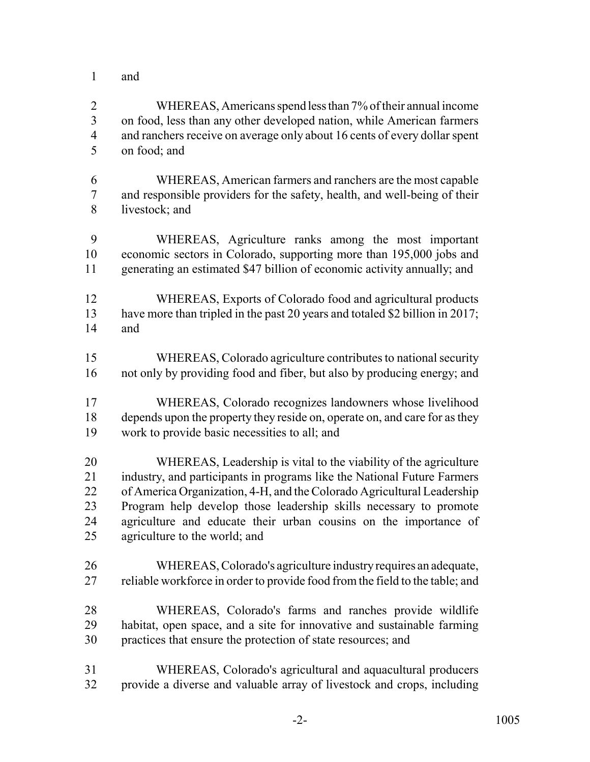and

WHEREAS, Americans spend less than 7% of their annual income on food, less than any other developed nation, while American farmers and ranchers receive on average only about 16 cents of every dollar spent on food; and

WHEREAS, American farmers and ranchers are the most capable and responsible providers for the safety, health, and well-being of their livestock; and

WHEREAS, Agriculture ranks among the most important economic sectors in Colorado, supporting more than 195,000 jobs and generating an estimated $47 billion of economic activity annually; and

WHEREAS, Exports of Colorado food and agricultural products have more than tripled in the past 20 years and totaled $2 billion in 2017; and

WHEREAS, Colorado agriculture contributes to national security not only by providing food and fiber, but also by producing energy; and

WHEREAS, Colorado recognizes landowners whose livelihood depends upon the property they reside on, operate on, and care for as they work to provide basic necessities to all; and

WHEREAS, Leadership is vital to the viability of the agriculture industry, and participants in programs like the National Future Farmers of America Organization, 4-H, and the Colorado Agricultural Leadership Program help develop those leadership skills necessary to promote agriculture and educate their urban cousins on the importance of agriculture to the world; and

WHEREAS, Colorado's agriculture industry requires an adequate, reliable workforce in order to provide food from the field to the table; and

WHEREAS, Colorado's farms and ranches provide wildlife habitat, open space, and a site for innovative and sustainable farming practices that ensure the protection of state resources; and

WHEREAS, Colorado's agricultural and aquacultural producers provide a diverse and valuable array of livestock and crops, including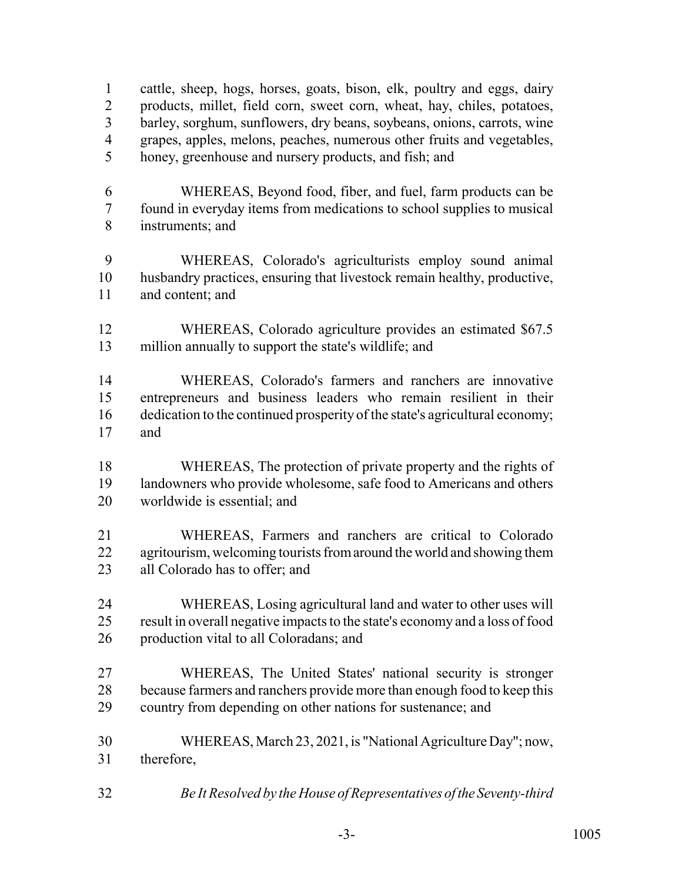cattle, sheep, hogs, horses, goats, bison, elk, poultry and eggs, dairy products, millet, field corn, sweet corn, wheat, hay, chiles, potatoes, barley, sorghum, sunflowers, dry beans, soybeans, onions, carrots, wine grapes, apples, melons, peaches, numerous other fruits and vegetables, honey, greenhouse and nursery products, and fish; and

WHEREAS, Beyond food, fiber, and fuel, farm products can be found in everyday items from medications to school supplies to musical instruments; and

WHEREAS, Colorado's agriculturists employ sound animal husbandry practices, ensuring that livestock remain healthy, productive, and content; and

WHEREAS, Colorado agriculture provides an estimated $67.5 million annually to support the state's wildlife; and

WHEREAS, Colorado's farmers and ranchers are innovative entrepreneurs and business leaders who remain resilient in their dedication to the continued prosperity of the state's agricultural economy; and

WHEREAS, The protection of private property and the rights of landowners who provide wholesome, safe food to Americans and others worldwide is essential; and

WHEREAS, Farmers and ranchers are critical to Colorado agritourism, welcoming tourists from around the world and showing them all Colorado has to offer; and

WHEREAS, Losing agricultural land and water to other uses will result in overall negative impacts to the state's economy and a loss of food production vital to all Coloradans; and

WHEREAS, The United States' national security is stronger because farmers and ranchers provide more than enough food to keep this country from depending on other nations for sustenance; and

WHEREAS, March 23, 2021, is "National Agriculture Day"; now, therefore,

*Be It Resolved by the House of Representatives of the Seventy-third*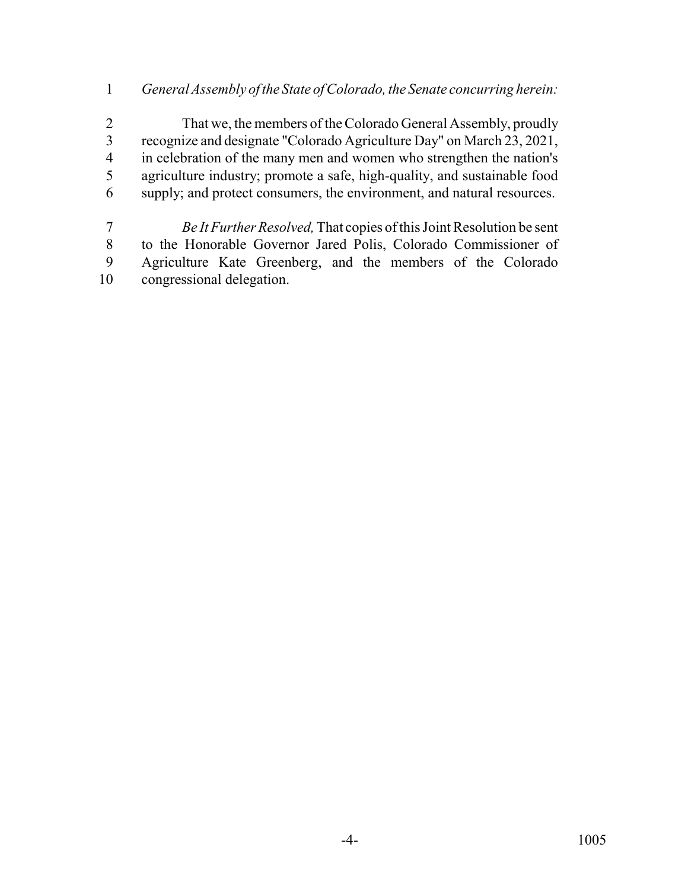*General Assembly of the State of Colorado, the Senate concurring herein:*

That we, the members of the Colorado General Assembly, proudly recognize and designate "Colorado Agriculture Day" on March 23, 2021, in celebration of the many men and women who strengthen the nation's agriculture industry; promote a safe, high-quality, and sustainable food supply; and protect consumers, the environment, and natural resources.

*Be It Further Resolved,* That copies of this Joint Resolution be sent to the Honorable Governor Jared Polis, Colorado Commissioner of Agriculture Kate Greenberg, and the members of the Colorado congressional delegation.